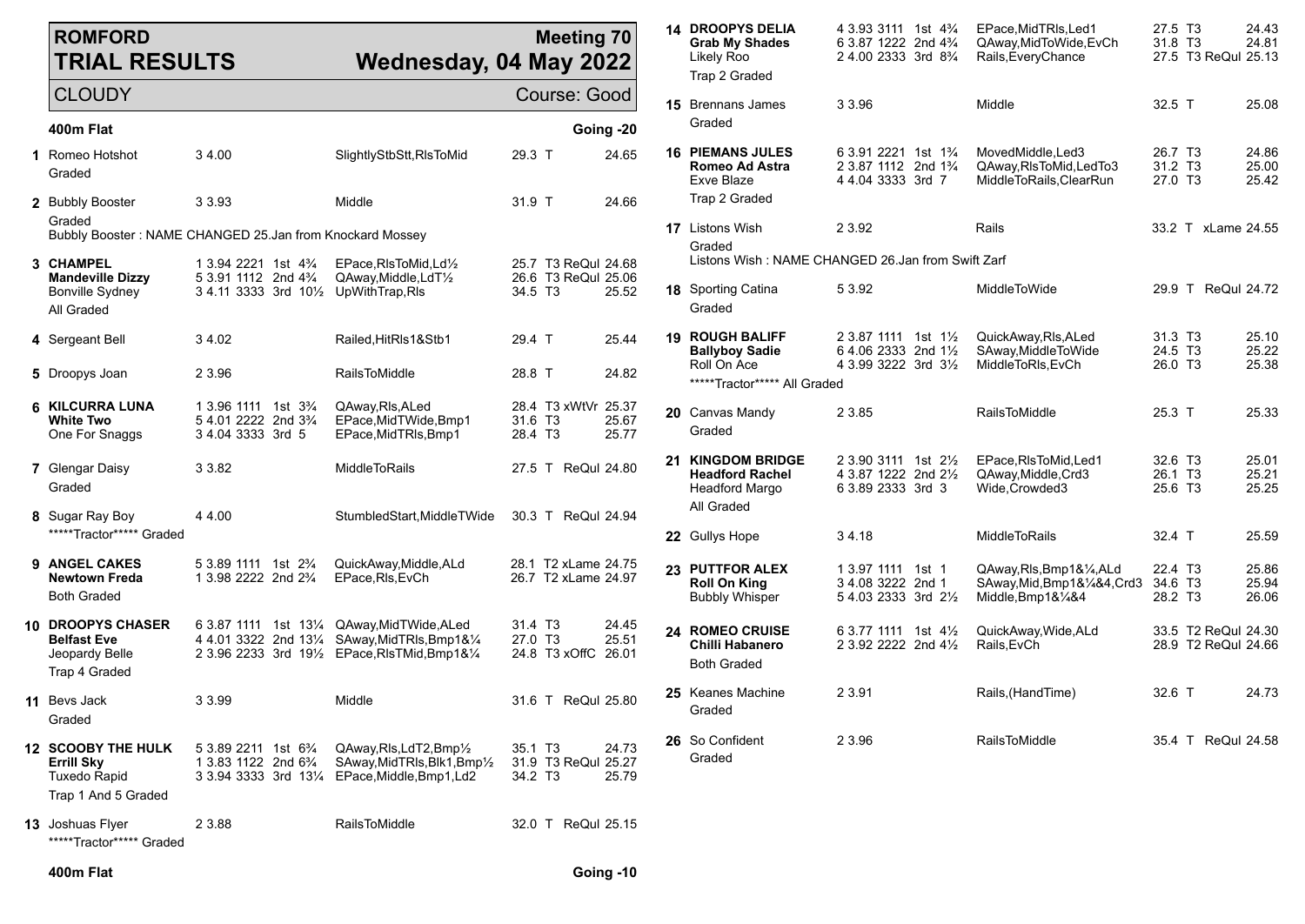# ROMFORD TRIAL RESULTS

## Meeting 70 — Wednesday, 04 May 2022

CLOUDY — Course: Good

### 400m Flat — Going -20

| No. | Dog | Trap/Sect | Position | Comments | Weight | Grade | Time |
|---|---|---|---|---|---|---|---|
| 1 | Romeo Hotshot | 3 4.00 | | SlightlyStbStt,RlsToMid | 29.3 | T | 24.65 |
| | Graded | | | | | | |
| 2 | Bubbly Booster | 3 3.93 | | Middle | 31.9 | T | 24.66 |
| | Graded | | | | | | |
| | Bubbly Booster : NAME CHANGED 25.Jan from Knockard Mossey | | | | | | |
| 3 | **CHAMPEL** | 1 3.94 2221 | 1st 4¾ | EPace,RlsToMid,Ld½ | 25.7 | T3 ReQul | 24.68 |
| | **Mandeville Dizzy** | 5 3.91 1112 | 2nd 4¾ | QAway,Middle,LdT½ | 26.6 | T3 ReQul | 25.06 |
| | Bonville Sydney | 3 4.11 3333 | 3rd 10½ | UpWithTrap,Rls | 34.5 | T3 | 25.52 |
| | All Graded | | | | | | |
| 4 | Sergeant Bell | 3 4.02 | | Railed,HitRls1&Stb1 | 29.4 | T | 25.44 |
| 5 | Droopys Joan | 2 3.96 | | RailsToMiddle | 28.8 | T | 24.82 |
| 6 | **KILCURRA LUNA** | 1 3.96 1111 | 1st 3¾ | QAway,Rls,ALed | 28.4 | T3 xWtVr | 25.37 |
| | **White Two** | 5 4.01 2222 | 2nd 3¾ | EPace,MidTWide,Bmp1 | 31.6 | T3 | 25.67 |
| | One For Snaggs | 3 4.04 3333 | 3rd 5 | EPace,MidTRls,Bmp1 | 28.4 | T3 | 25.77 |
| 7 | Glengar Daisy | 3 3.82 | | MiddleToRails | 27.5 | T ReQul | 24.80 |
| | Graded | | | | | | |
| 8 | Sugar Ray Boy | 4 4.00 | | StumbledStart,MiddleTWide | 30.3 | T ReQul | 24.94 |
| | *****Tractor***** Graded | | | | | | |
| 9 | **ANGEL CAKES** | 5 3.89 1111 | 1st 2¾ | QuickAway,Middle,ALd | 28.1 | T2 xLame | 24.75 |
| | **Newtown Freda** | 1 3.98 2222 | 2nd 2¾ | EPace,Rls,EvCh | 26.7 | T2 xLame | 24.97 |
| | Both Graded | | | | | | |
| 10 | **DROOPYS CHASER** | 6 3.87 1111 | 1st 13¼ | QAway,MidTWide,ALed | 31.4 | T3 | 24.45 |
| | **Belfast Eve** | 4 4.01 3322 | 2nd 13¼ | SAway,MidTRls,Bmp1&¼ | 27.0 | T3 | 25.51 |
| | Jeopardy Belle | 2 3.96 2233 | 3rd 19½ | EPace,RlsTMid,Bmp1&¼ | 24.8 | T3 xOffC | 26.01 |
| | Trap 4 Graded | | | | | | |
| 11 | Bevs Jack | 3 3.99 | | Middle | 31.6 | T ReQul | 25.80 |
| | Graded | | | | | | |
| 12 | **SCOOBY THE HULK** | 5 3.89 2211 | 1st 6¾ | QAway,Rls,LdT2,Bmp½ | 35.1 | T3 | 24.73 |
| | **Errill Sky** | 1 3.83 1122 | 2nd 6¾ | SAway,MidTRls,Blk1,Bmp½ | 31.9 | T3 ReQul | 25.27 |
| | Tuxedo Rapid | 3 3.94 3333 | 3rd 13¼ | EPace,Middle,Bmp1,Ld2 | 34.2 | T3 | 25.79 |
| | Trap 1 And 5 Graded | | | | | | |
| 13 | Joshuas Flyer | 2 3.88 | | RailsToMiddle | 32.0 | T ReQul | 25.15 |
| | *****Tractor***** Graded | | | | | | |

### 400m Flat — Going -10

| No. | Dog | Trap/Sect | Position | Comments | Weight | Grade | Time |
|---|---|---|---|---|---|---|---|
| 14 | **DROOPYS DELIA** | 4 3.93 3111 | 1st 4¾ | EPace,MidTRls,Led1 | 27.5 | T3 | 24.43 |
| | **Grab My Shades** | 6 3.87 1222 | 2nd 4¾ | QAway,MidToWide,EvCh | 31.8 | T3 | 24.81 |
| | Likely Roo | 2 4.00 2333 | 3rd 8¾ | Rails,EveryChance | 27.5 | T3 ReQul | 25.13 |
| | Trap 2 Graded | | | | | | |
| 15 | Brennans James | 3 3.96 | | Middle | 32.5 | T | 25.08 |
| | Graded | | | | | | |
| 16 | **PIEMANS JULES** | 6 3.91 2221 | 1st 1¾ | MovedMiddle,Led3 | 26.7 | T3 | 24.86 |
| | **Romeo Ad Astra** | 2 3.87 1112 | 2nd 1¾ | QAway,RlsToMid,LedTo3 | 31.2 | T3 | 25.00 |
| | Exve Blaze | 4 4.04 3333 | 3rd 7 | MiddleToRails,ClearRun | 27.0 | T3 | 25.42 |
| | Trap 2 Graded | | | | | | |
| 17 | Listons Wish | 2 3.92 | | Rails | 33.2 | T xLame | 24.55 |
| | Graded | | | | | | |
| | Listons Wish : NAME CHANGED 26.Jan from Swift Zarf | | | | | | |
| 18 | Sporting Catina | 5 3.92 | | MiddleToWide | 29.9 | T ReQul | 24.72 |
| | Graded | | | | | | |
| 19 | **ROUGH BALIFF** | 2 3.87 1111 | 1st 1½ | QuickAway,Rls,ALed | 31.3 | T3 | 25.10 |
| | **Ballyboy Sadie** | 6 4.06 2333 | 2nd 1½ | SAway,MiddleToWide | 24.5 | T3 | 25.22 |
| | Roll On Ace | 4 3.99 3222 | 3rd 3½ | MiddleToRls,EvCh | 26.0 | T3 | 25.38 |
| | *****Tractor***** All Graded | | | | | | |
| 20 | Canvas Mandy | 2 3.85 | | RailsToMiddle | 25.3 | T | 25.33 |
| | Graded | | | | | | |
| 21 | **KINGDOM BRIDGE** | 2 3.90 3111 | 1st 2½ | EPace,RlsToMid,Led1 | 32.6 | T3 | 25.01 |
| | **Headford Rachel** | 4 3.87 1222 | 2nd 2½ | QAway,Middle,Crd3 | 26.1 | T3 | 25.21 |
| | Headford Margo | 6 3.89 2333 | 3rd 3 | Wide,Crowded3 | 25.6 | T3 | 25.25 |
| | All Graded | | | | | | |
| 22 | Gullys Hope | 3 4.18 | | MiddleToRails | 32.4 | T | 25.59 |
| 23 | **PUTTFOR ALEX** | 1 3.97 1111 | 1st 1 | QAway,Rls,Bmp1&¼,ALd | 22.4 | T3 | 25.86 |
| | **Roll On King** | 3 4.08 3222 | 2nd 1 | SAway,Mid,Bmp1&¼&4,Crd3 | 34.6 | T3 | 25.94 |
| | Bubbly Whisper | 5 4.03 2333 | 3rd 2½ | Middle,Bmp1&¼&4 | 28.2 | T3 | 26.06 |
| 24 | **ROMEO CRUISE** | 6 3.77 1111 | 1st 4½ | QuickAway,Wide,ALd | 33.5 | T2 ReQul | 24.30 |
| | **Chilli Habanero** | 2 3.92 2222 | 2nd 4½ | Rails,EvCh | 28.9 | T2 ReQul | 24.66 |
| | Both Graded | | | | | | |
| 25 | Keanes Machine | 2 3.91 | | Rails,(HandTime) | 32.6 | T | 24.73 |
| | Graded | | | | | | |
| 26 | So Confident | 2 3.96 | | RailsToMiddle | 35.4 | T ReQul | 24.58 |
| | Graded | | | | | | |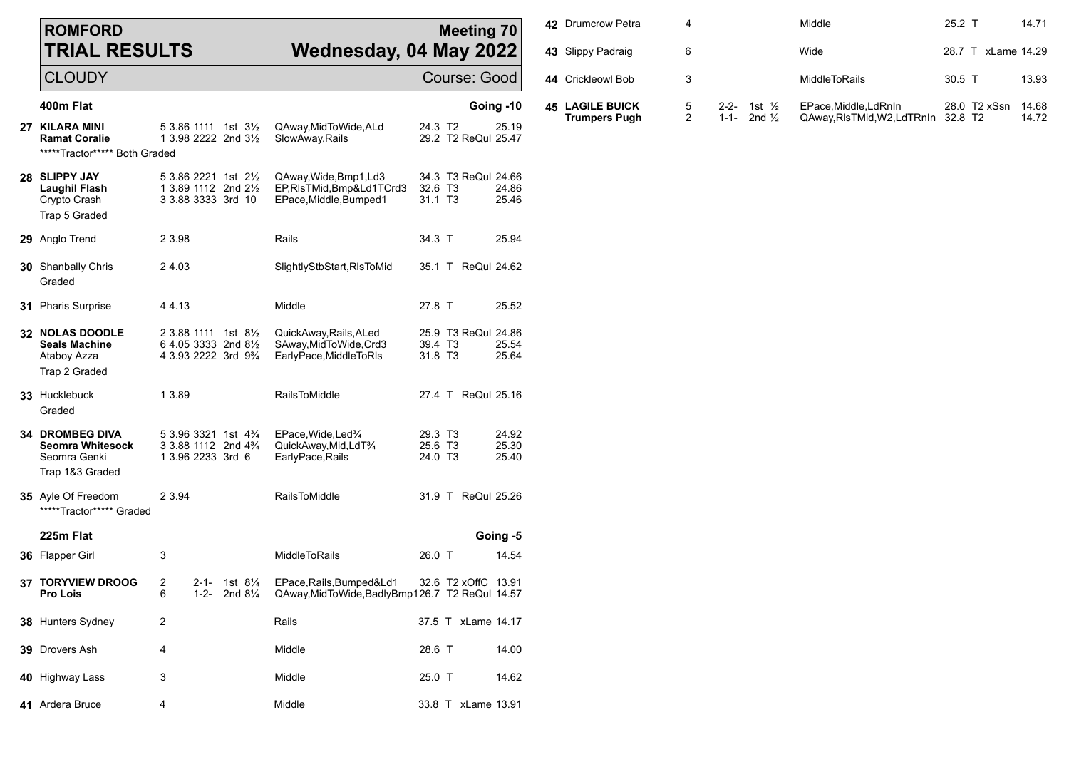# ROMFORD TRIAL RESULTS

**Meeting 70 — Wednesday, 04 May 2022**

CLOUDY — Course: Good

## 400m Flat — Going -10

| | | | | | | |
|---|---|---|---|---|---|---|
| **27** | **KILARA MINI** | 5 3.86 1111 1st 3½ | QAway,MidToWide,ALd | 24.3 | T2 | 25.19 |
| | **Ramat Coralie** | 1 3.98 2222 2nd 3½ | SlowAway,Rails | 29.2 | T2 ReQul | 25.47 |
| | *****Tractor***** Both Graded | | | | | |
| **28** | **SLIPPY JAY** | 5 3.86 2221 1st 2½ | QAway,Wide,Bmp1,Ld3 | 34.3 | T3 ReQul | 24.66 |
| | **Laughil Flash** | 1 3.89 1112 2nd 2½ | EP,RlsTMid,Bmp&Ld1TCrd3 | 32.6 | T3 | 24.86 |
| | Crypto Crash | 3 3.88 3333 3rd 10 | EPace,Middle,Bumped1 | 31.1 | T3 | 25.46 |
| | Trap 5 Graded | | | | | |
| **29** | Anglo Trend | 2 3.98 | Rails | 34.3 | T | 25.94 |
| **30** | Shanbally Chris | 2 4.03 | SlightlyStbStart,RlsToMid | 35.1 | T ReQul | 24.62 |
| | Graded | | | | | |
| **31** | Pharis Surprise | 4 4.13 | Middle | 27.8 | T | 25.52 |
| **32** | **NOLAS DOODLE** | 2 3.88 1111 1st 8½ | QuickAway,Rails,ALed | 25.9 | T3 ReQul | 24.86 |
| | **Seals Machine** | 6 4.05 3333 2nd 8½ | SAway,MidToWide,Crd3 | 39.4 | T3 | 25.54 |
| | Ataboy Azza | 4 3.93 2222 3rd 9¾ | EarlyPace,MiddleToRls | 31.8 | T3 | 25.64 |
| | Trap 2 Graded | | | | | |
| **33** | Hucklebuck | 1 3.89 | RailsToMiddle | 27.4 | T ReQul | 25.16 |
| | Graded | | | | | |
| **34** | **DROMBEG DIVA** | 5 3.96 3321 1st 4¾ | EPace,Wide,Led¾ | 29.3 | T3 | 24.92 |
| | **Seomra Whitesock** | 3 3.88 1112 2nd 4¾ | QuickAway,Mid,LdT¾ | 25.6 | T3 | 25.30 |
| | Seomra Genki | 1 3.96 2233 3rd 6 | EarlyPace,Rails | 24.0 | T3 | 25.40 |
| | Trap 1&3 Graded | | | | | |
| **35** | Ayle Of Freedom | 2 3.94 | RailsToMiddle | 31.9 | T ReQul | 25.26 |
| | *****Tractor***** Graded | | | | | |

## 225m Flat — Going -5

| | | | | | | |
|---|---|---|---|---|---|---|
| **36** | Flapper Girl | 3 | MiddleToRails | 26.0 | T | 14.54 |
| **37** | **TORYVIEW DROOG** | 2 2-1- 1st 8¼ | EPace,Rails,Bumped&Ld1 | 32.6 | T2 xOffC | 13.91 |
| | **Pro Lois** | 6 1-2- 2nd 8¼ | QAway,MidToWide,BadlyBmp1 | 26.7 | T2 ReQul | 14.57 |
| **38** | Hunters Sydney | 2 | Rails | 37.5 | T xLame | 14.17 |
| **39** | Drovers Ash | 4 | Middle | 28.6 | T | 14.00 |
| **40** | Highway Lass | 3 | Middle | 25.0 | T | 14.62 |
| **41** | Ardera Bruce | 4 | Middle | 33.8 | T xLame | 13.91 |
| **42** | Drumcrow Petra | 4 | Middle | 25.2 | T | 14.71 |
| **43** | Slippy Padraig | 6 | Wide | 28.7 | T xLame | 14.29 |
| **44** | Crickleowl Bob | 3 | MiddleToRails | 30.5 | T | 13.93 |
| **45** | **LAGILE BUICK** | 5 2-2- 1st ½ | EPace,Middle,LdRnIn | 28.0 | T2 xSsn | 14.68 |
| | **Trumpers Pugh** | 2 1-1- 2nd ½ | QAway,RlsTMid,W2,LdTRnIn | 32.8 | T2 | 14.72 |